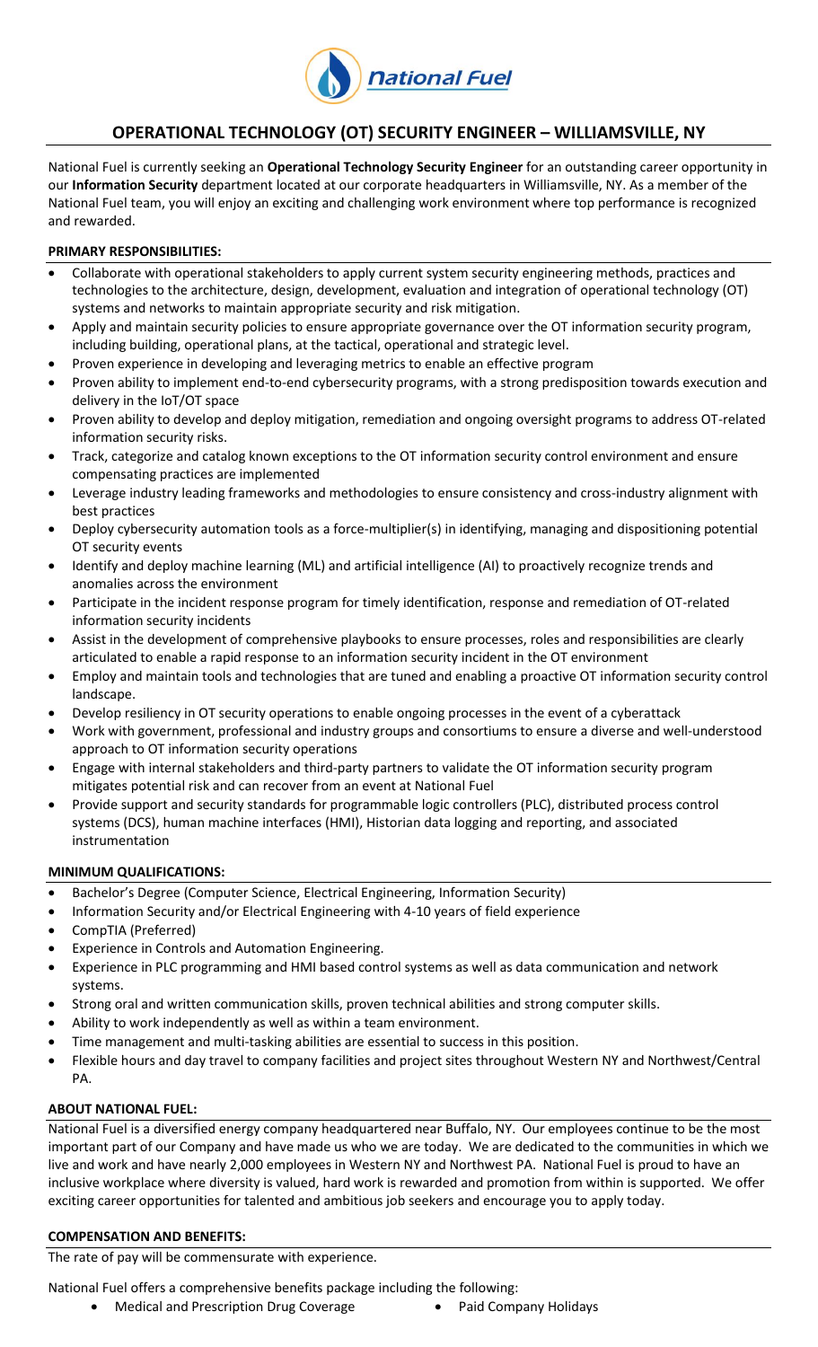# OPERATIONAL TECHNOLOGY (OT) SECURITY ENGINEER – WILLIAMSVILLE, NY

National Fuel is currently seeking an **Operational Technology Security Engineer** for an outstanding career opportunity in our **Information Security** department located at our corporate headquarters in Williamsville, NY. As a member of the National Fuel team, you will enjoy an exciting and challenging work environment where top performance is recognized and rewarded.

## PRIMARY RESPONSIBILITIES:

- Collaborate with operational stakeholders to apply current system security engineering methods, practices and technologies to the architecture, design, development, evaluation and integration of operational technology (OT) systems and networks to maintain appropriate security and risk mitigation.
- Apply and maintain security policies to ensure appropriate governance over the OT information security program, including building, operational plans, at the tactical, operational and strategic level.
- Proven experience in developing and leveraging metrics to enable an effective program
- Proven ability to implement end-to-end cybersecurity programs, with a strong predisposition towards execution and delivery in the IoT/OT space
- Proven ability to develop and deploy mitigation, remediation and ongoing oversight programs to address OT-related information security risks.
- Track, categorize and catalog known exceptions to the OT information security control environment and ensure compensating practices are implemented
- Leverage industry leading frameworks and methodologies to ensure consistency and cross-industry alignment with best practices
- Deploy cybersecurity automation tools as a force-multiplier(s) in identifying, managing and dispositioning potential OT security events
- Identify and deploy machine learning (ML) and artificial intelligence (AI) to proactively recognize trends and anomalies across the environment
- Participate in the incident response program for timely identification, response and remediation of OT-related information security incidents
- Assist in the development of comprehensive playbooks to ensure processes, roles and responsibilities are clearly articulated to enable a rapid response to an information security incident in the OT environment
- Employ and maintain tools and technologies that are tuned and enabling a proactive OT information security control landscape.
- Develop resiliency in OT security operations to enable ongoing processes in the event of a cyberattack
- Work with government, professional and industry groups and consortiums to ensure a diverse and well-understood approach to OT information security operations
- Engage with internal stakeholders and third-party partners to validate the OT information security program mitigates potential risk and can recover from an event at National Fuel
- Provide support and security standards for programmable logic controllers (PLC), distributed process control systems (DCS), human machine interfaces (HMI), Historian data logging and reporting, and associated instrumentation

## MINIMUM QUALIFICATIONS:

- Bachelor's Degree (Computer Science, Electrical Engineering, Information Security)
- Information Security and/or Electrical Engineering with 4-10 years of field experience
- CompTIA (Preferred)
- Experience in Controls and Automation Engineering.
- Experience in PLC programming and HMI based control systems as well as data communication and network systems.
- Strong oral and written communication skills, proven technical abilities and strong computer skills.
- Ability to work independently as well as within a team environment.
- Time management and multi-tasking abilities are essential to success in this position.
- Flexible hours and day travel to company facilities and project sites throughout Western NY and Northwest/Central PA.

## ABOUT NATIONAL FUEL:

National Fuel is a diversified energy company headquartered near Buffalo, NY. Our employees continue to be the most important part of our Company and have made us who we are today. We are dedicated to the communities in which we live and work and have nearly 2,000 employees in Western NY and Northwest PA. National Fuel is proud to have an inclusive workplace where diversity is valued, hard work is rewarded and promotion from within is supported. We offer exciting career opportunities for talented and ambitious job seekers and encourage you to apply today.

## COMPENSATION AND BENEFITS:

The rate of pay will be commensurate with experience.

National Fuel offers a comprehensive benefits package including the following:

- Medical and Prescription Drug Coverage
- Paid Company Holidays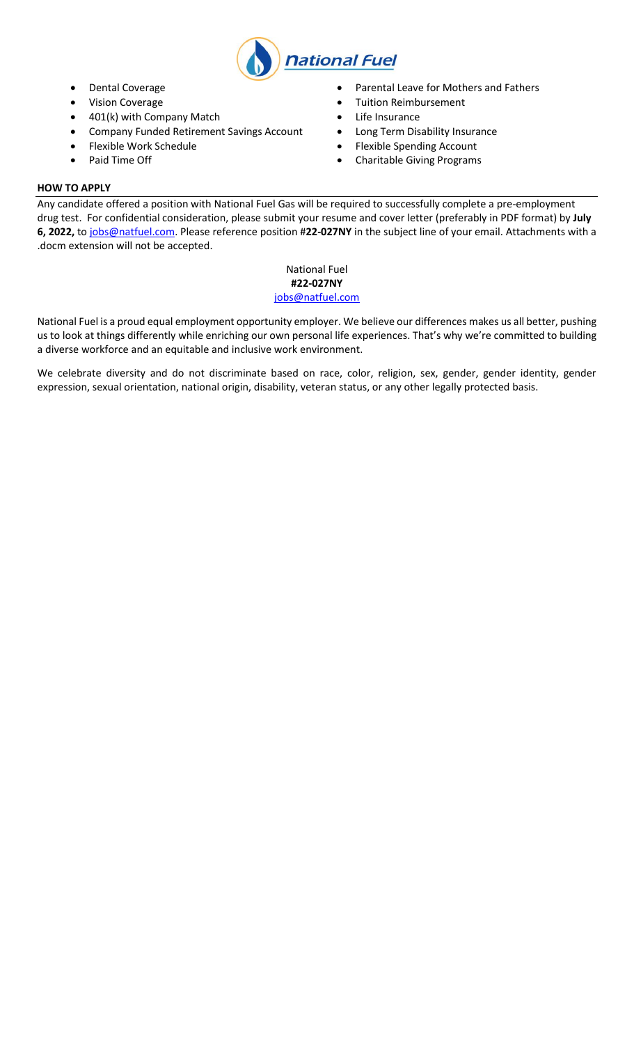- Dental Coverage
- Vision Coverage
- 401(k) with Company Match
- Company Funded Retirement Savings Account
- Flexible Work Schedule
- Paid Time Off
- Parental Leave for Mothers and Fathers
- Tuition Reimbursement
- Life Insurance
- Long Term Disability Insurance
- Flexible Spending Account
- Charitable Giving Programs

**HOW TO APPLY**

Any candidate offered a position with National Fuel Gas will be required to successfully complete a pre-employment drug test. For confidential consideration, please submit your resume and cover letter (preferably in PDF format) by **July 6, 2022,** to jobs@natfuel.com. Please reference position #**22-027NY** in the subject line of your email. Attachments with a .docm extension will not be accepted.

National Fuel
**#22-027NY**
jobs@natfuel.com

National Fuel is a proud equal employment opportunity employer. We believe our differences makes us all better, pushing us to look at things differently while enriching our own personal life experiences. That's why we're committed to building a diverse workforce and an equitable and inclusive work environment.

We celebrate diversity and do not discriminate based on race, color, religion, sex, gender, gender identity, gender expression, sexual orientation, national origin, disability, veteran status, or any other legally protected basis.